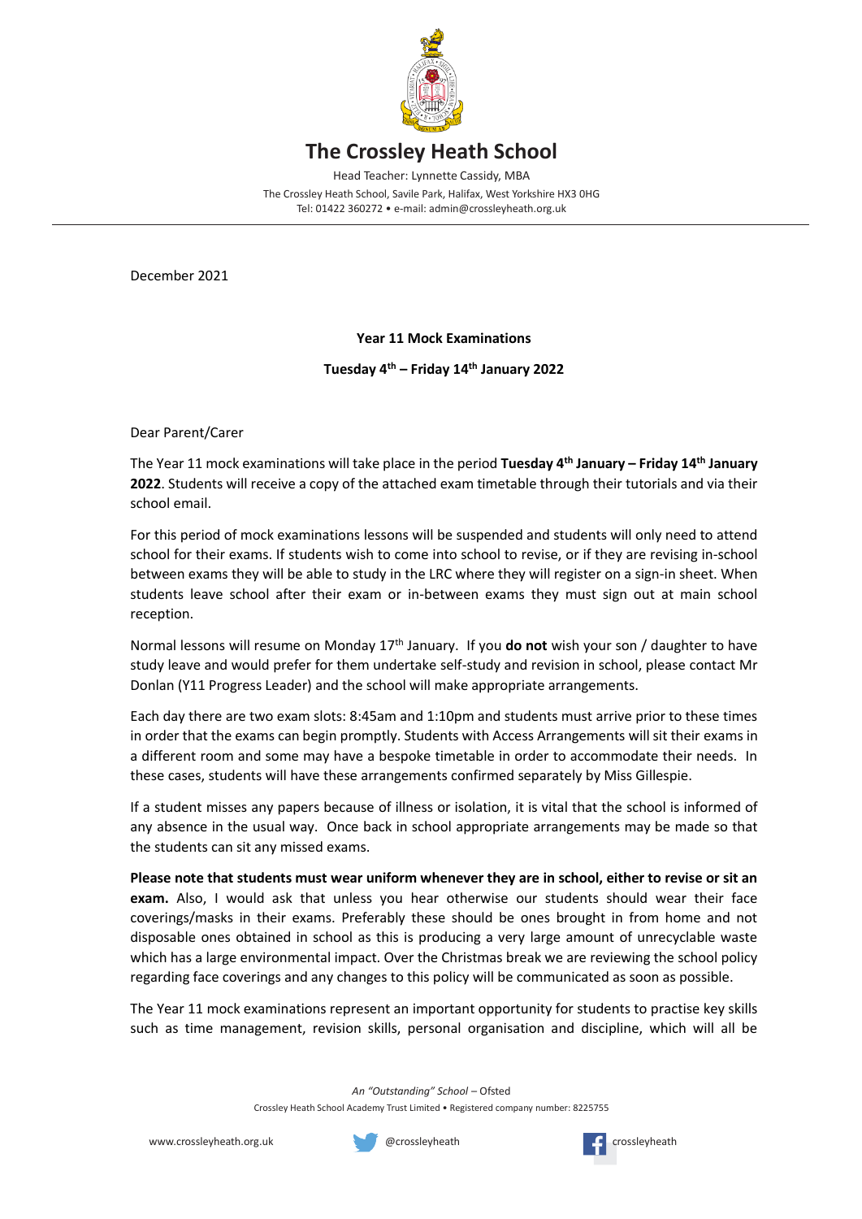# The Crossley Heath School

Head Teacher: Lynnette Cassidy, MBA
The Crossley Heath School, Savile Park, Halifax, West Yorkshire HX3 0HG
Tel: 01422 360272 • e-mail: admin@crossleyheath.org.uk

December 2021

**Year 11 Mock Examinations**

**Tuesday 4th – Friday 14th January 2022**

Dear Parent/Carer

The Year 11 mock examinations will take place in the period **Tuesday 4th January – Friday 14th January 2022**. Students will receive a copy of the attached exam timetable through their tutorials and via their school email.

For this period of mock examinations lessons will be suspended and students will only need to attend school for their exams. If students wish to come into school to revise, or if they are revising in-school between exams they will be able to study in the LRC where they will register on a sign-in sheet. When students leave school after their exam or in-between exams they must sign out at main school reception.

Normal lessons will resume on Monday 17th January. If you **do not** wish your son / daughter to have study leave and would prefer for them undertake self-study and revision in school, please contact Mr Donlan (Y11 Progress Leader) and the school will make appropriate arrangements.

Each day there are two exam slots: 8:45am and 1:10pm and students must arrive prior to these times in order that the exams can begin promptly. Students with Access Arrangements will sit their exams in a different room and some may have a bespoke timetable in order to accommodate their needs. In these cases, students will have these arrangements confirmed separately by Miss Gillespie.

If a student misses any papers because of illness or isolation, it is vital that the school is informed of any absence in the usual way. Once back in school appropriate arrangements may be made so that the students can sit any missed exams.

**Please note that students must wear uniform whenever they are in school, either to revise or sit an exam.** Also, I would ask that unless you hear otherwise our students should wear their face coverings/masks in their exams. Preferably these should be ones brought in from home and not disposable ones obtained in school as this is producing a very large amount of unrecyclable waste which has a large environmental impact. Over the Christmas break we are reviewing the school policy regarding face coverings and any changes to this policy will be communicated as soon as possible.

The Year 11 mock examinations represent an important opportunity for students to practise key skills such as time management, revision skills, personal organisation and discipline, which will all be

*An "Outstanding" School* – Ofsted
Crossley Heath School Academy Trust Limited • Registered company number: 8225755

www.crossleyheath.org.uk @crossleyheath crossleyheath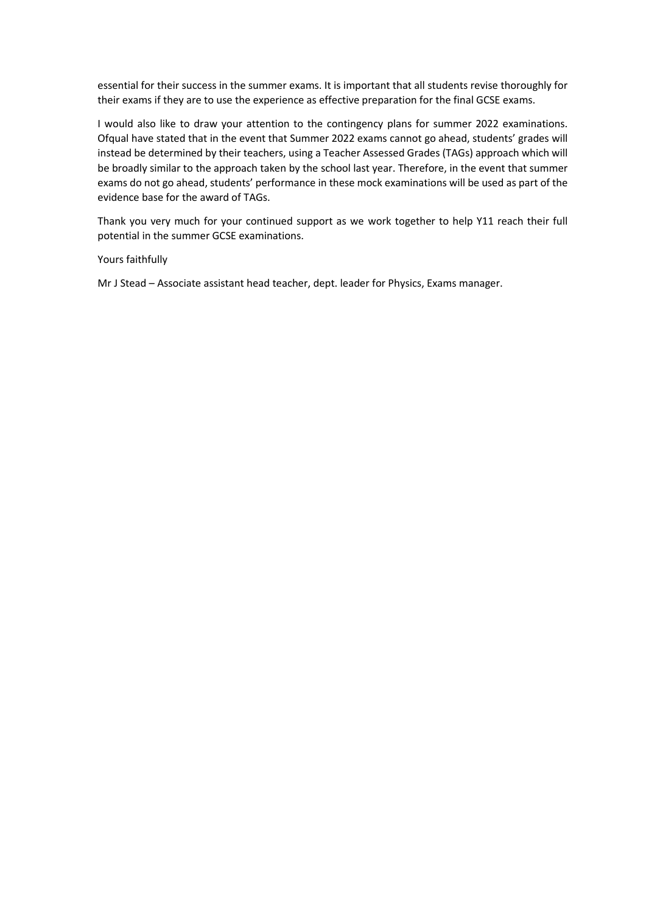essential for their success in the summer exams. It is important that all students revise thoroughly for their exams if they are to use the experience as effective preparation for the final GCSE exams.

I would also like to draw your attention to the contingency plans for summer 2022 examinations. Ofqual have stated that in the event that Summer 2022 exams cannot go ahead, students' grades will instead be determined by their teachers, using a Teacher Assessed Grades (TAGs) approach which will be broadly similar to the approach taken by the school last year. Therefore, in the event that summer exams do not go ahead, students' performance in these mock examinations will be used as part of the evidence base for the award of TAGs.

Thank you very much for your continued support as we work together to help Y11 reach their full potential in the summer GCSE examinations.

Yours faithfully

Mr J Stead – Associate assistant head teacher, dept. leader for Physics, Exams manager.